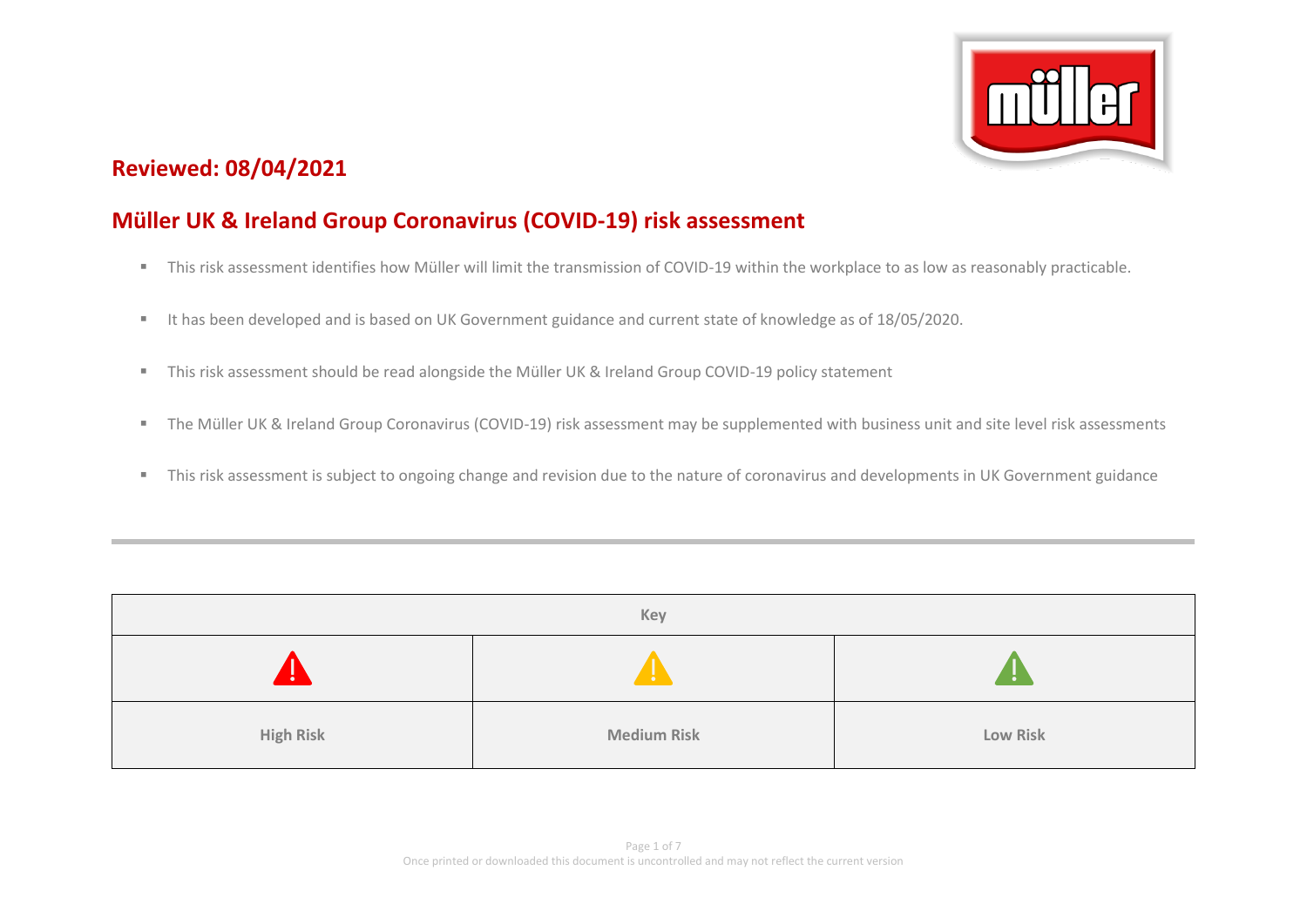**Reviewed: 08/04/2021**

# Müller UK & Ireland Group Coronavirus (COVID-19) risk assessment

- This risk assessment identifies how Müller will limit the transmission of COVID-19 within the workplace to as low as reasonably practicable.
- It has been developed and is based on UK Government guidance and current state of knowledge as of 18/05/2020.
- This risk assessment should be read alongside the Müller UK & Ireland Group COVID-19 policy statement
- The Müller UK & Ireland Group Coronavirus (COVID-19) risk assessment may be supplemented with business unit and site level risk assessments
- This risk assessment is subject to ongoing change and revision due to the nature of coronavirus and developments in UK Government guidance

| Key | | |
|---|---|---|
| ⚠ (red) | ⚠ (amber) | ⚠ (green) |
| High Risk | Medium Risk | Low Risk |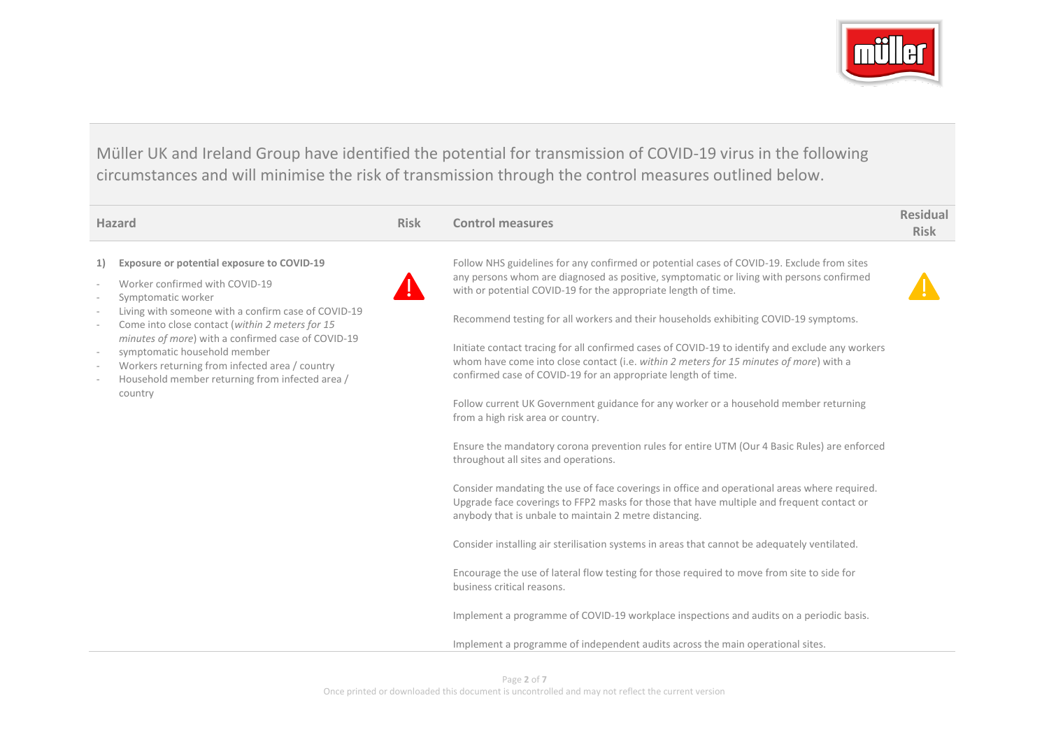Müller UK and Ireland Group have identified the potential for transmission of COVID-19 virus in the following circumstances and will minimise the risk of transmission through the control measures outlined below.

| Hazard | Risk | Control measures | Residual Risk |
|---|---|---|---|
| **1) Exposure or potential exposure to COVID-19**<br>- Worker confirmed with COVID-19<br>- Symptomatic worker<br>- Living with someone with a confirm case of COVID-19<br>- Come into close contact (*within 2 meters for 15 minutes of more*) with a confirmed case of COVID-19<br>- symptomatic household member<br>- Workers returning from infected area / country<br>- Household member returning from infected area / country | ⚠ | Follow NHS guidelines for any confirmed or potential cases of COVID-19. Exclude from sites any persons whom are diagnosed as positive, symptomatic or living with persons confirmed with or potential COVID-19 for the appropriate length of time.<br><br>Recommend testing for all workers and their households exhibiting COVID-19 symptoms.<br><br>Initiate contact tracing for all confirmed cases of COVID-19 to identify and exclude any workers whom have come into close contact (i.e. *within 2 meters for 15 minutes of more*) with a confirmed case of COVID-19 for an appropriate length of time.<br><br>Follow current UK Government guidance for any worker or a household member returning from a high risk area or country.<br><br>Ensure the mandatory corona prevention rules for entire UTM (Our 4 Basic Rules) are enforced throughout all sites and operations.<br><br>Consider mandating the use of face coverings in office and operational areas where required. Upgrade face coverings to FFP2 masks for those that have multiple and frequent contact or anybody that is unbale to maintain 2 metre distancing.<br><br>Consider installing air sterilisation systems in areas that cannot be adequately ventilated.<br><br>Encourage the use of lateral flow testing for those required to move from site to side for business critical reasons.<br><br>Implement a programme of COVID-19 workplace inspections and audits on a periodic basis.<br><br>Implement a programme of independent audits across the main operational sites. | ⚠ |

Once printed or downloaded this document is uncontrolled and may not reflect the current version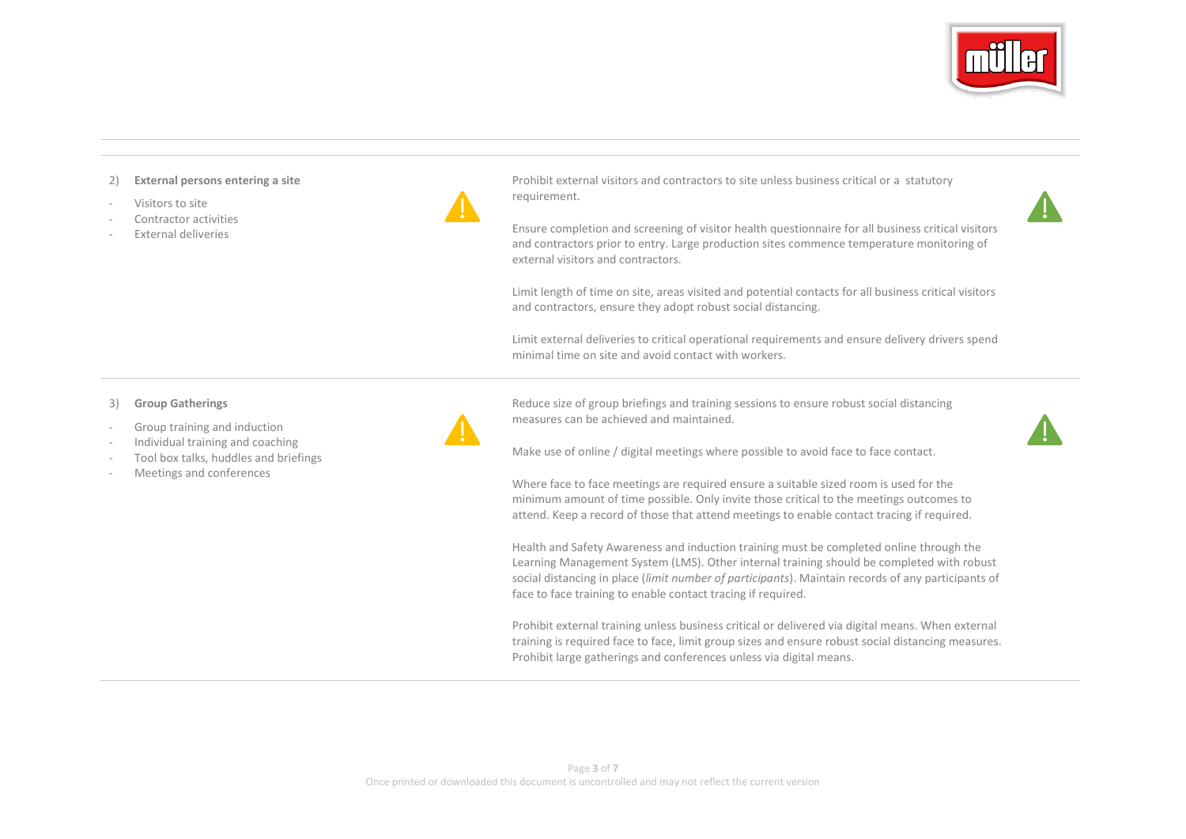2) **External persons entering a site**

- Visitors to site
- Contractor activities
- External deliveries

Prohibit external visitors and contractors to site unless business critical or a statutory requirement.

Ensure completion and screening of visitor health questionnaire for all business critical visitors and contractors prior to entry. Large production sites commence temperature monitoring of external visitors and contractors.

Limit length of time on site, areas visited and potential contacts for all business critical visitors and contractors, ensure they adopt robust social distancing.

Limit external deliveries to critical operational requirements and ensure delivery drivers spend minimal time on site and avoid contact with workers.

---

3) **Group Gatherings**

- Group training and induction
- Individual training and coaching
- Tool box talks, huddles and briefings
- Meetings and conferences

Reduce size of group briefings and training sessions to ensure robust social distancing measures can be achieved and maintained.

Make use of online / digital meetings where possible to avoid face to face contact.

Where face to face meetings are required ensure a suitable sized room is used for the minimum amount of time possible. Only invite those critical to the meetings outcomes to attend. Keep a record of those that attend meetings to enable contact tracing if required.

Health and Safety Awareness and induction training must be completed online through the Learning Management System (LMS). Other internal training should be completed with robust social distancing in place (*limit number of participants*). Maintain records of any participants of face to face training to enable contact tracing if required.

Prohibit external training unless business critical or delivered via digital means. When external training is required face to face, limit group sizes and ensure robust social distancing measures. Prohibit large gatherings and conferences unless via digital means.

Once printed or downloaded this document is uncontrolled and may not reflect the current version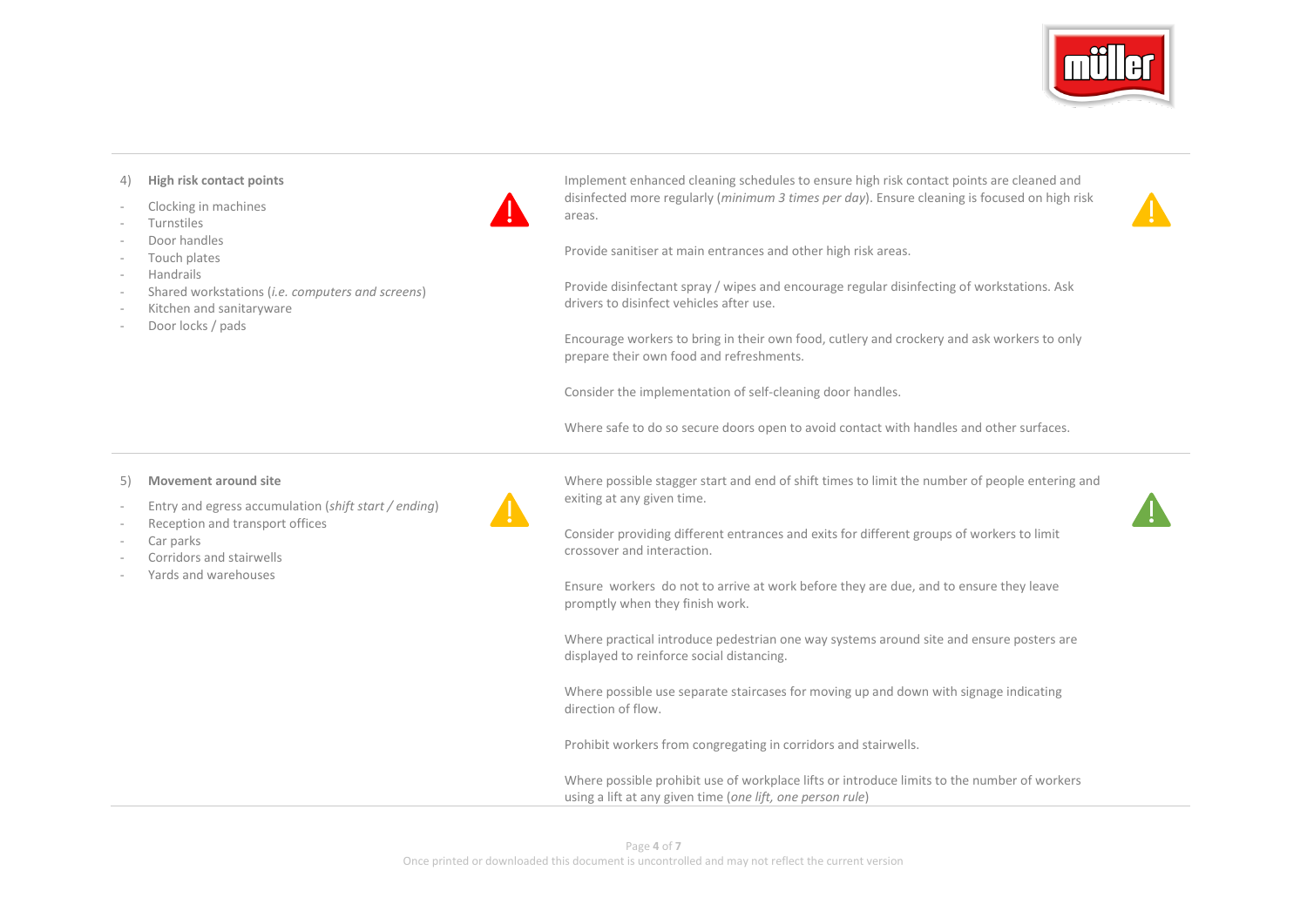| Hazard | Risk | Control measures | Residual risk |
|---|---|---|---|
| 4) **High risk contact points**<br>- Clocking in machines<br>- Turnstiles<br>- Door handles<br>- Touch plates<br>- Handrails<br>- Shared workstations (*i.e. computers and screens*)<br>- Kitchen and sanitaryware<br>- Door locks / pads | ⚠ (red) | Implement enhanced cleaning schedules to ensure high risk contact points are cleaned and disinfected more regularly (*minimum 3 times per day*). Ensure cleaning is focused on high risk areas.<br><br>Provide sanitiser at main entrances and other high risk areas.<br><br>Provide disinfectant spray / wipes and encourage regular disinfecting of workstations. Ask drivers to disinfect vehicles after use.<br><br>Encourage workers to bring in their own food, cutlery and crockery and ask workers to only prepare their own food and refreshments.<br><br>Consider the implementation of self-cleaning door handles.<br><br>Where safe to do so secure doors open to avoid contact with handles and other surfaces. | ⚠ (amber) |
| 5) **Movement around site**<br>- Entry and egress accumulation (*shift start / ending*)<br>- Reception and transport offices<br>- Car parks<br>- Corridors and stairwells<br>- Yards and warehouses | ⚠ (amber) | Where possible stagger start and end of shift times to limit the number of people entering and exiting at any given time.<br><br>Consider providing different entrances and exits for different groups of workers to limit crossover and interaction.<br><br>Ensure workers do not to arrive at work before they are due, and to ensure they leave promptly when they finish work.<br><br>Where practical introduce pedestrian one way systems around site and ensure posters are displayed to reinforce social distancing.<br><br>Where possible use separate staircases for moving up and down with signage indicating direction of flow.<br><br>Prohibit workers from congregating in corridors and stairwells.<br><br>Where possible prohibit use of workplace lifts or introduce limits to the number of workers using a lift at any given time (*one lift, one person rule*) | ⚠ (green) |

Once printed or downloaded this document is uncontrolled and may not reflect the current version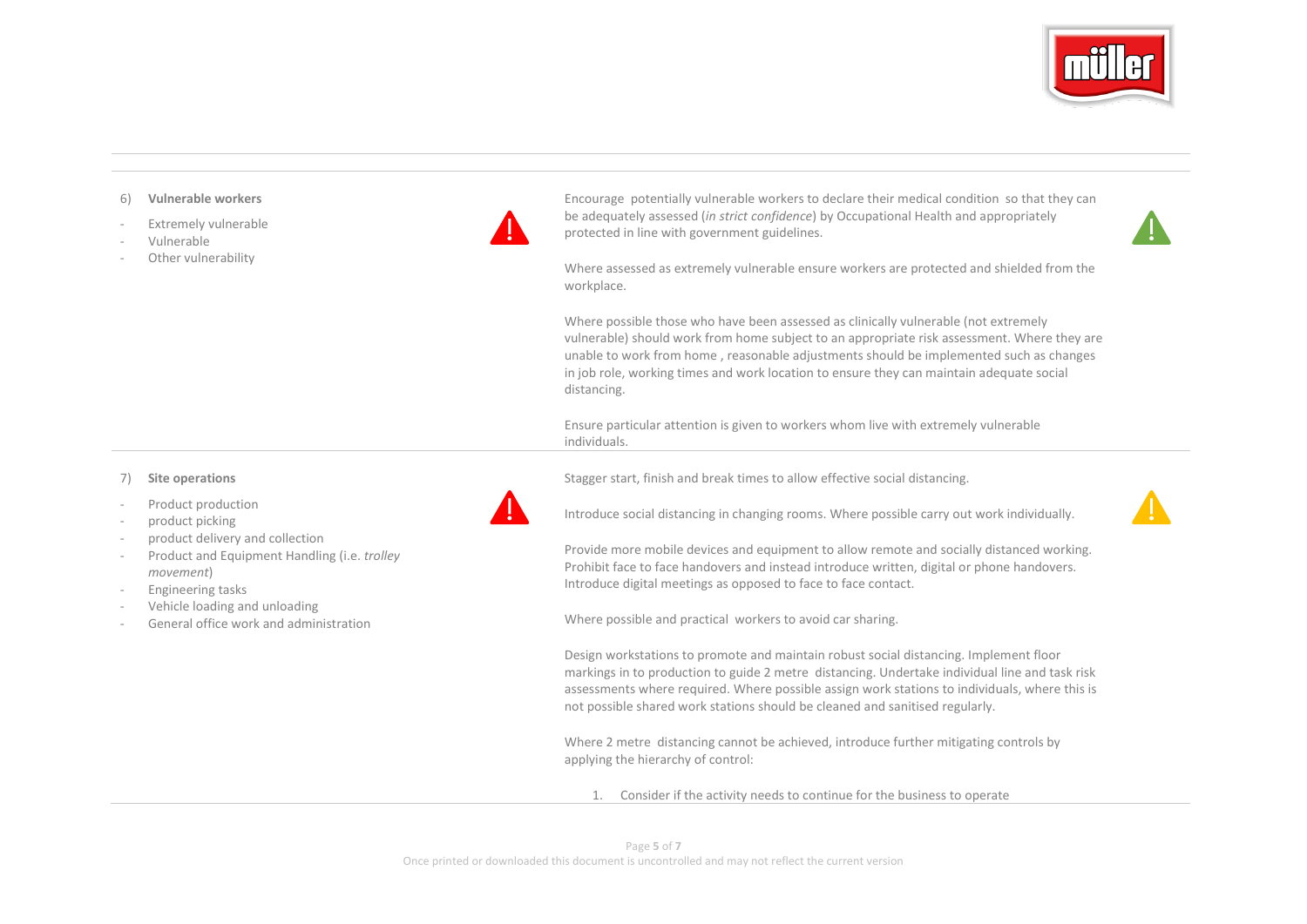| Hazard | Initial risk | Control measures | Residual risk |
|---|---|---|---|
| 6) **Vulnerable workers**<br>- Extremely vulnerable<br>- Vulnerable<br>- Other vulnerability | ⚠ | Encourage potentially vulnerable workers to declare their medical condition so that they can be adequately assessed (*in strict confidence*) by Occupational Health and appropriately protected in line with government guidelines.<br><br>Where assessed as extremely vulnerable ensure workers are protected and shielded from the workplace.<br><br>Where possible those who have been assessed as clinically vulnerable (not extremely vulnerable) should work from home subject to an appropriate risk assessment. Where they are unable to work from home , reasonable adjustments should be implemented such as changes in job role, working times and work location to ensure they can maintain adequate social distancing.<br><br>Ensure particular attention is given to workers whom live with extremely vulnerable individuals. | ⚠ |
| 7) **Site operations**<br>- Product production<br>- product picking<br>- product delivery and collection<br>- Product and Equipment Handling (i.e. *trolley movement*)<br>- Engineering tasks<br>- Vehicle loading and unloading<br>- General office work and administration | ⚠ | Stagger start, finish and break times to allow effective social distancing.<br><br>Introduce social distancing in changing rooms. Where possible carry out work individually.<br><br>Provide more mobile devices and equipment to allow remote and socially distanced working. Prohibit face to face handovers and instead introduce written, digital or phone handovers. Introduce digital meetings as opposed to face to face contact.<br><br>Where possible and practical workers to avoid car sharing.<br><br>Design workstations to promote and maintain robust social distancing. Implement floor markings in to production to guide 2 metre distancing. Undertake individual line and task risk assessments where required. Where possible assign work stations to individuals, where this is not possible shared work stations should be cleaned and sanitised regularly.<br><br>Where 2 metre distancing cannot be achieved, introduce further mitigating controls by applying the hierarchy of control:<br><br>1. Consider if the activity needs to continue for the business to operate | ⚠ |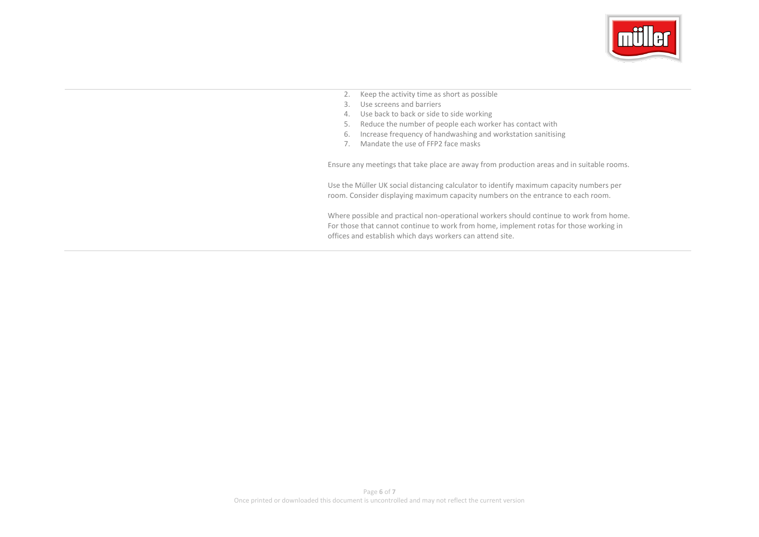2. Keep the activity time as short as possible
3. Use screens and barriers
4. Use back to back or side to side working
5. Reduce the number of people each worker has contact with
6. Increase frequency of handwashing and workstation sanitising
7. Mandate the use of FFP2 face masks

Ensure any meetings that take place are away from production areas and in suitable rooms.

Use the Müller UK social distancing calculator to identify maximum capacity numbers per room. Consider displaying maximum capacity numbers on the entrance to each room.

Where possible and practical non-operational workers should continue to work from home. For those that cannot continue to work from home, implement rotas for those working in offices and establish which days workers can attend site.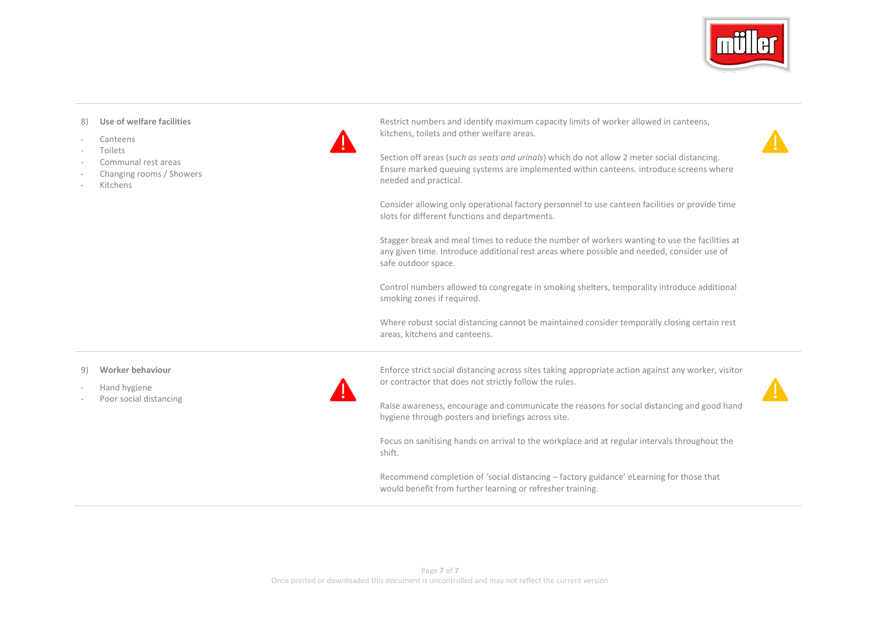| | | | |
|---|---|---|---|
| 8) **Use of welfare facilities**<br>- Canteens<br>- Toilets<br>- Communal rest areas<br>- Changing rooms / Showers<br>- Kitchens | ⚠ (red) | Restrict numbers and identify maximum capacity limits of worker allowed in canteens, kitchens, toilets and other welfare areas.<br><br>Section off areas (*such as seats and urinals*) which do not allow 2 meter social distancing. Ensure marked queuing systems are implemented within canteens. introduce screens where needed and practical.<br><br>Consider allowing only operational factory personnel to use canteen facilities or provide time slots for different functions and departments.<br><br>Stagger break and meal times to reduce the number of workers wanting to use the facilities at any given time. Introduce additional rest areas where possible and needed, consider use of safe outdoor space.<br><br>Control numbers allowed to congregate in smoking shelters, temporality introduce additional smoking zones if required.<br><br>Where robust social distancing cannot be maintained consider temporally closing certain rest areas, kitchens and canteens. | ⚠ (amber) |
| 9) **Worker behaviour**<br>- Hand hygiene<br>- Poor social distancing | ⚠ (red) | Enforce strict social distancing across sites taking appropriate action against any worker, visitor or contractor that does not strictly follow the rules.<br><br>Raise awareness, encourage and communicate the reasons for social distancing and good hand hygiene through posters and briefings across site.<br><br>Focus on sanitising hands on arrival to the workplace and at regular intervals throughout the shift.<br><br>Recommend completion of 'social distancing – factory guidance' eLearning for those that would benefit from further learning or refresher training. | ⚠ (amber) |

Once printed or downloaded this document is uncontrolled and may not reflect the current version